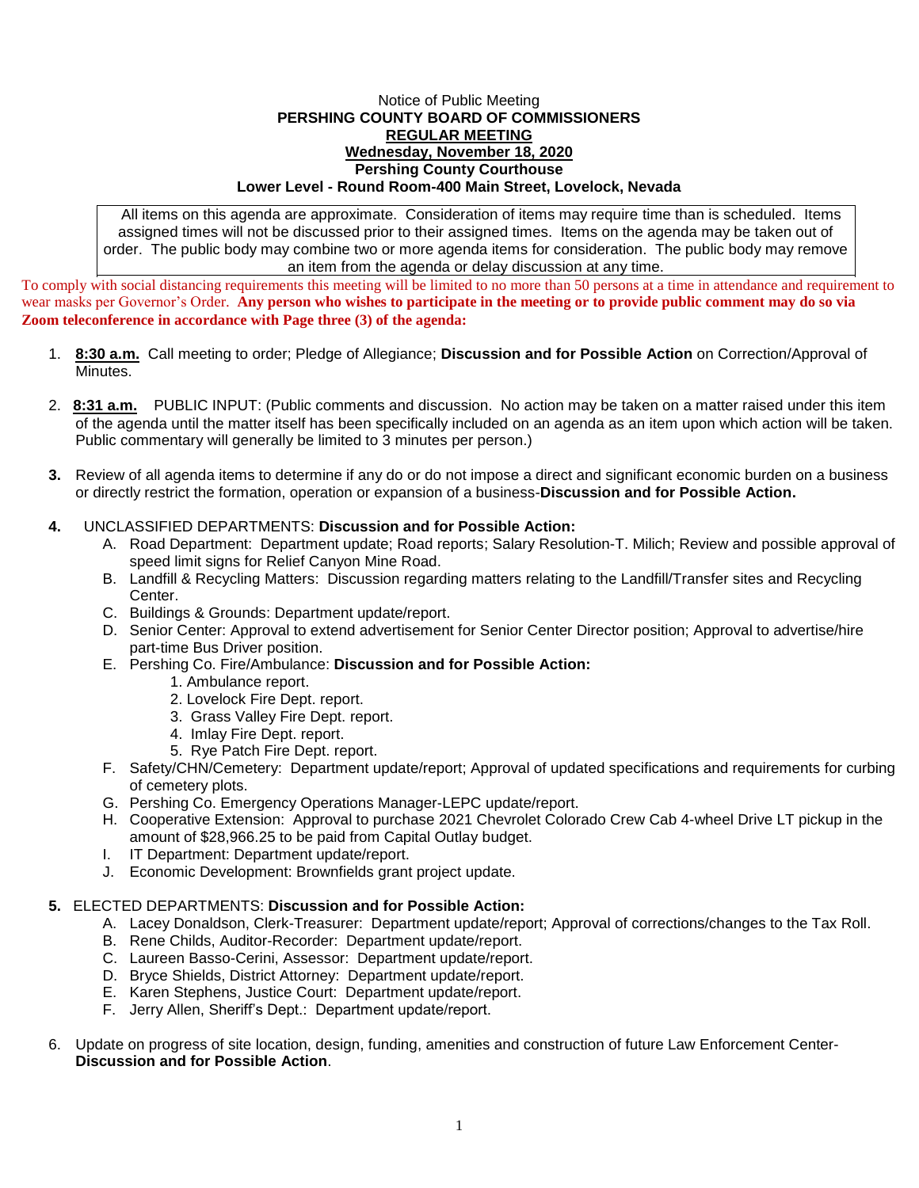Notice of Public Meeting

**PERSHING COUNTY BOARD OF COMMISSIONERS**

**REGULAR MEETING**

**Wednesday, November 18, 2020**

**Pershing County Courthouse**

**Lower Level - Round Room-400 Main Street, Lovelock, Nevada**

All items on this agenda are approximate. Consideration of items may require time than is scheduled. Items assigned times will not be discussed prior to their assigned times. Items on the agenda may be taken out of order. The public body may combine two or more agenda items for consideration. The public body may remove an item from the agenda or delay discussion at any time.

To comply with social distancing requirements this meeting will be limited to no more than 50 persons at a time in attendance and requirement to wear masks per Governor's Order. **Any person who wishes to participate in the meeting or to provide public comment may do so via Zoom teleconference in accordance with Page three (3) of the agenda:**

1. **8:30 a.m.** Call meeting to order; Pledge of Allegiance; **Discussion and for Possible Action** on Correction/Approval of Minutes.

2. **8:31 a.m.** PUBLIC INPUT: (Public comments and discussion. No action may be taken on a matter raised under this item of the agenda until the matter itself has been specifically included on an agenda as an item upon which action will be taken. Public commentary will generally be limited to 3 minutes per person.)

3. Review of all agenda items to determine if any do or do not impose a direct and significant economic burden on a business or directly restrict the formation, operation or expansion of a business-**Discussion and for Possible Action.**

4. UNCLASSIFIED DEPARTMENTS: **Discussion and for Possible Action:**
   - A. Road Department: Department update; Road reports; Salary Resolution-T. Milich; Review and possible approval of speed limit signs for Relief Canyon Mine Road.
   - B. Landfill & Recycling Matters: Discussion regarding matters relating to the Landfill/Transfer sites and Recycling Center.
   - C. Buildings & Grounds: Department update/report.
   - D. Senior Center: Approval to extend advertisement for Senior Center Director position; Approval to advertise/hire part-time Bus Driver position.
   - E. Pershing Co. Fire/Ambulance: **Discussion and for Possible Action:**
     1. Ambulance report.
     2. Lovelock Fire Dept. report.
     3. Grass Valley Fire Dept. report.
     4. Imlay Fire Dept. report.
     5. Rye Patch Fire Dept. report.
   - F. Safety/CHN/Cemetery: Department update/report; Approval of updated specifications and requirements for curbing of cemetery plots.
   - G. Pershing Co. Emergency Operations Manager-LEPC update/report.
   - H. Cooperative Extension: Approval to purchase 2021 Chevrolet Colorado Crew Cab 4-wheel Drive LT pickup in the amount of $28,966.25 to be paid from Capital Outlay budget.
   - I. IT Department: Department update/report.
   - J. Economic Development: Brownfields grant project update.

5. ELECTED DEPARTMENTS: **Discussion and for Possible Action:**
   - A. Lacey Donaldson, Clerk-Treasurer: Department update/report; Approval of corrections/changes to the Tax Roll.
   - B. Rene Childs, Auditor-Recorder: Department update/report.
   - C. Laureen Basso-Cerini, Assessor: Department update/report.
   - D. Bryce Shields, District Attorney: Department update/report.
   - E. Karen Stephens, Justice Court: Department update/report.
   - F. Jerry Allen, Sheriff's Dept.: Department update/report.

6. Update on progress of site location, design, funding, amenities and construction of future Law Enforcement Center-**Discussion and for Possible Action**.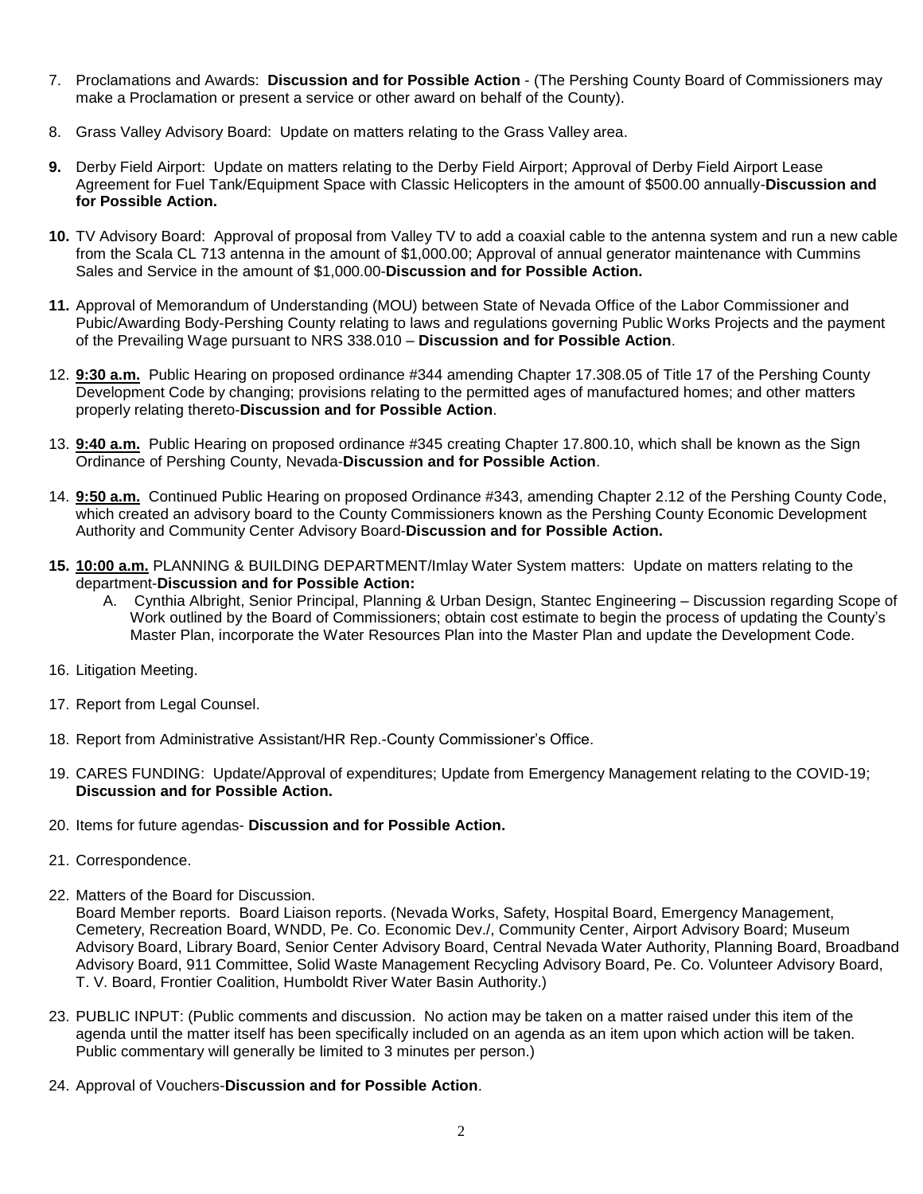7. Proclamations and Awards: **Discussion and for Possible Action** - (The Pershing County Board of Commissioners may make a Proclamation or present a service or other award on behalf of the County).

8. Grass Valley Advisory Board: Update on matters relating to the Grass Valley area.

**9.** Derby Field Airport: Update on matters relating to the Derby Field Airport; Approval of Derby Field Airport Lease Agreement for Fuel Tank/Equipment Space with Classic Helicopters in the amount of $500.00 annually-**Discussion and for Possible Action.**

**10.** TV Advisory Board: Approval of proposal from Valley TV to add a coaxial cable to the antenna system and run a new cable from the Scala CL 713 antenna in the amount of $1,000.00; Approval of annual generator maintenance with Cummins Sales and Service in the amount of $1,000.00-**Discussion and for Possible Action.**

**11.** Approval of Memorandum of Understanding (MOU) between State of Nevada Office of the Labor Commissioner and Pubic/Awarding Body-Pershing County relating to laws and regulations governing Public Works Projects and the payment of the Prevailing Wage pursuant to NRS 338.010 – **Discussion and for Possible Action**.

12. **9:30 a.m.** Public Hearing on proposed ordinance #344 amending Chapter 17.308.05 of Title 17 of the Pershing County Development Code by changing; provisions relating to the permitted ages of manufactured homes; and other matters properly relating thereto-**Discussion and for Possible Action**.

13. **9:40 a.m.** Public Hearing on proposed ordinance #345 creating Chapter 17.800.10, which shall be known as the Sign Ordinance of Pershing County, Nevada-**Discussion and for Possible Action**.

14. **9:50 a.m.** Continued Public Hearing on proposed Ordinance #343, amending Chapter 2.12 of the Pershing County Code, which created an advisory board to the County Commissioners known as the Pershing County Economic Development Authority and Community Center Advisory Board-**Discussion and for Possible Action.**

**15. 10:00 a.m.** PLANNING & BUILDING DEPARTMENT/Imlay Water System matters: Update on matters relating to the department-**Discussion and for Possible Action:**
   A. Cynthia Albright, Senior Principal, Planning & Urban Design, Stantec Engineering – Discussion regarding Scope of Work outlined by the Board of Commissioners; obtain cost estimate to begin the process of updating the County's Master Plan, incorporate the Water Resources Plan into the Master Plan and update the Development Code.

16. Litigation Meeting.

17. Report from Legal Counsel.

18. Report from Administrative Assistant/HR Rep.-County Commissioner's Office.

19. CARES FUNDING: Update/Approval of expenditures; Update from Emergency Management relating to the COVID-19; **Discussion and for Possible Action.**

20. Items for future agendas- **Discussion and for Possible Action.**

21. Correspondence.

22. Matters of the Board for Discussion.
    Board Member reports. Board Liaison reports. (Nevada Works, Safety, Hospital Board, Emergency Management, Cemetery, Recreation Board, WNDD, Pe. Co. Economic Dev./, Community Center, Airport Advisory Board; Museum Advisory Board, Library Board, Senior Center Advisory Board, Central Nevada Water Authority, Planning Board, Broadband Advisory Board, 911 Committee, Solid Waste Management Recycling Advisory Board, Pe. Co. Volunteer Advisory Board, T. V. Board, Frontier Coalition, Humboldt River Water Basin Authority.)

23. PUBLIC INPUT: (Public comments and discussion. No action may be taken on a matter raised under this item of the agenda until the matter itself has been specifically included on an agenda as an item upon which action will be taken. Public commentary will generally be limited to 3 minutes per person.)

24. Approval of Vouchers-**Discussion and for Possible Action**.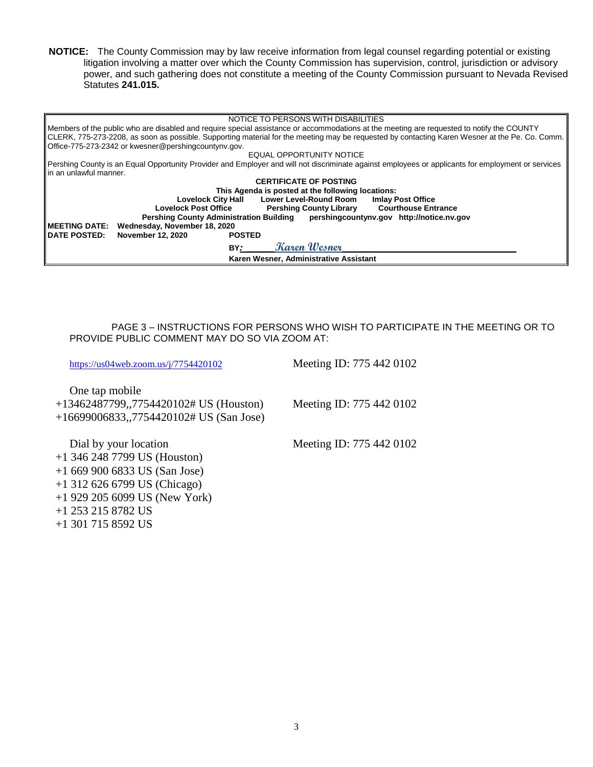**NOTICE:** The County Commission may by law receive information from legal counsel regarding potential or existing litigation involving a matter over which the County Commission has supervision, control, jurisdiction or advisory power, and such gathering does not constitute a meeting of the County Commission pursuant to Nevada Revised Statutes **241.015.**

NOTICE TO PERSONS WITH DISABILITIES

Members of the public who are disabled and require special assistance or accommodations at the meeting are requested to notify the COUNTY CLERK, 775-273-2208, as soon as possible. Supporting material for the meeting may be requested by contacting Karen Wesner at the Pe. Co. Comm. Office-775-273-2342 or kwesner@pershingcountynv.gov.

EQUAL OPPORTUNITY NOTICE

Pershing County is an Equal Opportunity Provider and Employer and will not discriminate against employees or applicants for employment or services in an unlawful manner.

**CERTIFICATE OF POSTING**

**This Agenda is posted at the following locations:**

**Lovelock City Hall Lower Level-Round Room Imlay Post Office**
**Lovelock Post Office Pershing County Library Courthouse Entrance**
**Pershing County Administration Building pershingcountynv.gov http://notice.nv.gov**

**MEETING DATE:** **Wednesday, November 18, 2020**
**DATE POSTED:** **November 12, 2020** **POSTED**

**BY:** *Karen Wesner*

**Karen Wesner, Administrative Assistant**

PAGE 3 – INSTRUCTIONS FOR PERSONS WHO WISH TO PARTICIPATE IN THE MEETING OR TO PROVIDE PUBLIC COMMENT MAY DO SO VIA ZOOM AT:

https://us04web.zoom.us/j/7754420102 Meeting ID: 775 442 0102

One tap mobile
+13462487799,,7754420102# US (Houston) Meeting ID: 775 442 0102
+16699006833,,7754420102# US (San Jose)

Dial by your location Meeting ID: 775 442 0102
+1 346 248 7799 US (Houston)
+1 669 900 6833 US (San Jose)
+1 312 626 6799 US (Chicago)
+1 929 205 6099 US (New York)
+1 253 215 8782 US
+1 301 715 8592 US